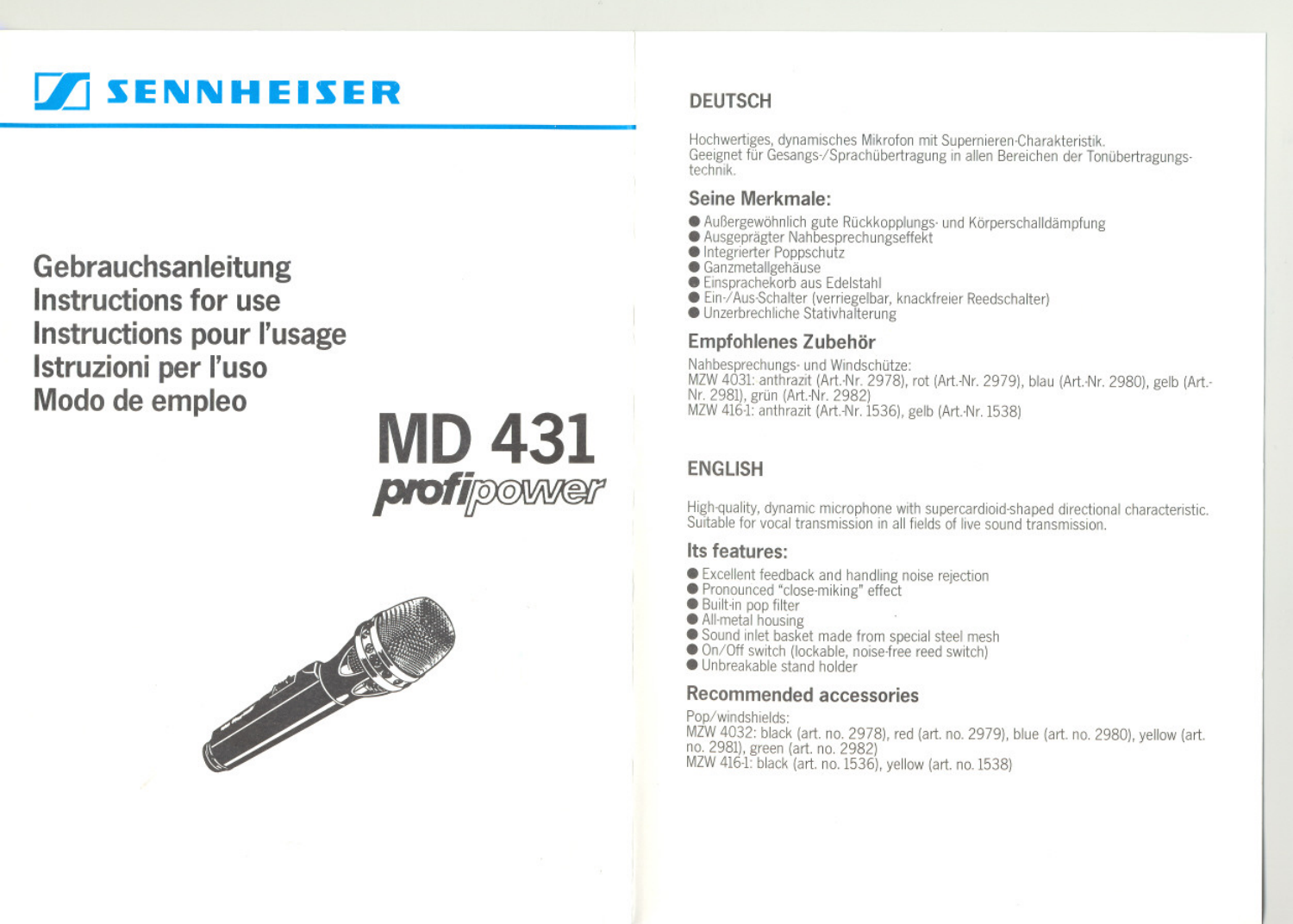# SENNHEISER

## Gebrauchsanleitung
## Instructions for use
## Instructions pour l'usage
## Istruzioni per l'uso
## Modo de empleo

# MD 431
*profipower*

## DEUTSCH

Hochwertiges, dynamisches Mikrofon mit Supernieren-Charakteristik.
Geeignet für Gesangs-/Sprachübertragung in allen Bereichen der Tonübertragungstechnik.

### Seine Merkmale:

- Außergewöhnlich gute Rückkopplungs- und Körperschalldämpfung
- Ausgeprägter Nahbesprechungseffekt
- Integrierter Poppschutz
- Ganzmetallgehäuse
- Einsprachekorb aus Edelstahl
- Ein-/Aus-Schalter (verriegelbar, knackfreier Reedschalter)
- Unzerbrechliche Stativhalterung

### Empfohlenes Zubehör

Nahbesprechungs- und Windschütze:
MZW 4031: anthrazit (Art.-Nr. 2978), rot (Art.-Nr. 2979), blau (Art.-Nr. 2980), gelb (Art.-Nr. 2981), grün (Art.-Nr. 2982)
MZW 416-1: anthrazit (Art.-Nr. 1536), gelb (Art.-Nr. 1538)

## ENGLISH

High-quality, dynamic microphone with supercardioid-shaped directional characteristic.
Suitable for vocal transmission in all fields of live sound transmission.

### Its features:

- Excellent feedback and handling noise rejection
- Pronounced "close-miking" effect
- Built-in pop filter
- All-metal housing
- Sound inlet basket made from special steel mesh
- On/Off switch (lockable, noise-free reed switch)
- Unbreakable stand holder

### Recommended accessories

Pop/windshields:
MZW 4032: black (art. no. 2978), red (art. no. 2979), blue (art. no. 2980), yellow (art. no. 2981), green (art. no. 2982)
MZW 416-1: black (art. no. 1536), yellow (art. no. 1538)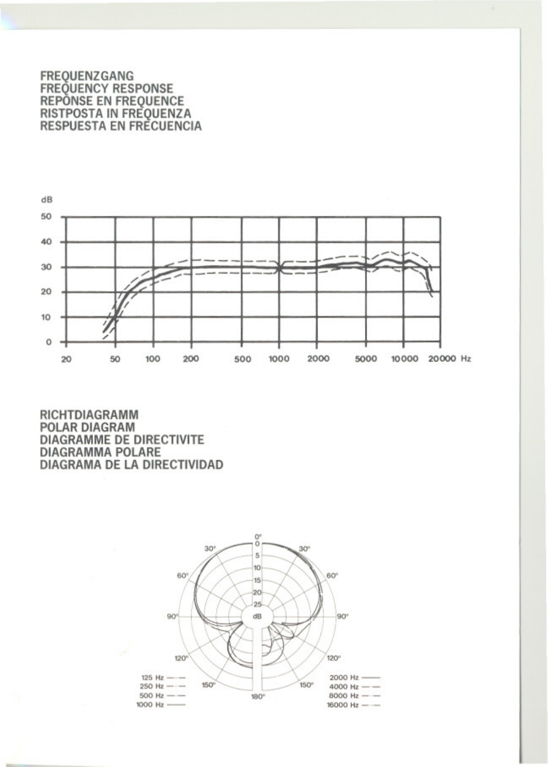# FREQUENZGANG
# FREQUENCY RESPONSE
# REPONSE EN FREQUENCE
# RISTPOSTA IN FREQUENZA
# RESPUESTA EN FRECUENCIA

dB

50
40
30
20
10
0

20 50 100 200 500 1000 2000 5000 10000 20000 Hz

# RICHTDIAGRAMM
# POLAR DIAGRAM
# DIAGRAMME DE DIRECTIVITE
# DIAGRAMMA POLARE
# DIAGRAMA DE LA DIRECTIVIDAD

0° 30° 60° 90° 120° 150° 180°

0 5 10 15 20 25 dB

125 Hz
250 Hz
500 Hz
1000 Hz

2000 Hz
4000 Hz
8000 Hz
16000 Hz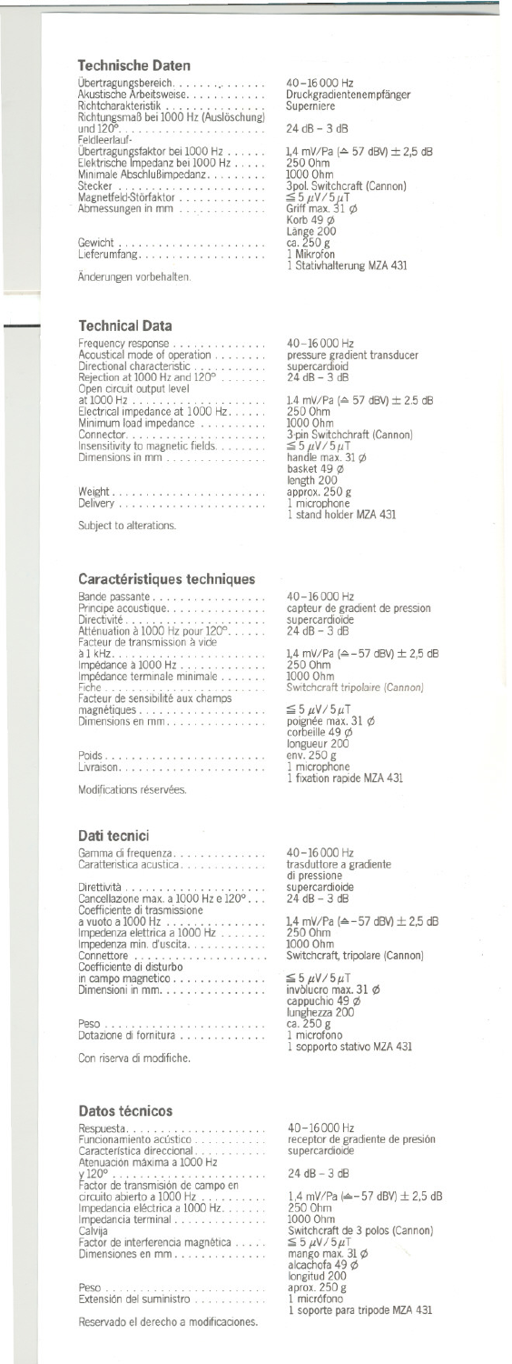## Technische Daten

| | |
|---|---|
| Übertragungsbereich | 40–16 000 Hz |
| Akustische Arbeitsweise | Druckgradientenempfänger |
| Richtcharakteristik | Superniere |
| Richtungsmaß bei 1000 Hz (Auslöschung) und 120° | 24 dB – 3 dB |
| Feldleerlauf-Übertragungsfaktor bei 1000 Hz | 1,4 mV/Pa (≙ 57 dBV) ± 2,5 dB |
| Elektrische Impedanz bei 1000 Hz | 250 Ohm |
| Minimale Abschlußimpedanz | 1000 Ohm |
| Stecker | 3pol. Switchcraft (Cannon) |
| Magnetfeld-Störfaktor | ≦ 5 µV/5 µT |
| Abmessungen in mm | Griff max. 31 Ø<br>Korb 49 Ø<br>Länge 200 |
| Gewicht | ca. 250 g |
| Lieferumfang | 1 Mikrofon<br>1 Stativhalterung MZA 431 |

Änderungen vorbehalten.

## Technical Data

| | |
|---|---|
| Frequency response | 40–16 000 Hz |
| Acoustical mode of operation | pressure gradient transducer |
| Directional characteristic | supercardioid |
| Rejection at 1000 Hz and 120° | 24 dB – 3 dB |
| Open circuit output level at 1000 Hz | 1.4 mV/Pa (≙ 57 dBV) ± 2.5 dB |
| Electrical impedance at 1000 Hz | 250 Ohm |
| Minimum load impedance | 1000 Ohm |
| Connector | 3-pin Switchchraft (Cannon) |
| Insensitivity to magnetic fields | ≦ 5 µV/5 µT |
| Dimensions in mm | handle max. 31 Ø<br>basket 49 Ø<br>length 200 |
| Weight | approx. 250 g |
| Delivery | 1 microphone<br>1 stand holder MZA 431 |

Subject to alterations.

## Caractéristiques techniques

| | |
|---|---|
| Bande passante | 40–16 000 Hz |
| Principe acoustique | capteur de gradient de pression |
| Directivité | supercardioide |
| Atténuation à 1000 Hz pour 120° | 24 dB – 3 dB |
| Facteur de transmission à vide à 1 kHz | 1,4 mV/Pa (≙ –57 dBV) ± 2,5 dB |
| Impédance à 1000 Hz | 250 Ohm |
| Impédance terminale minimale | 1000 Ohm |
| Fiche | Switchcraft tripolaire (Cannon) |
| Facteur de sensibilité aux champs magnétiques | ≦ 5 µV/5 µT |
| Dimensions en mm | poignée max. 31 Ø<br>corbeille 49 Ø<br>longueur 200 |
| Poids | env. 250 g |
| Livraison | 1 microphone<br>1 fixation rapide MZA 431 |

Modifications réservées.

## Dati tecnici

| | |
|---|---|
| Gamma di frequenza | 40–16 000 Hz |
| Caratteristica acustica | trasduttore a gradiente di pressione |
| Direttività | supercardioide |
| Cancellazione max. a 1000 Hz e 120° | 24 dB – 3 dB |
| Coefficiente di trasmissione a vuoto a 1000 Hz | 1,4 mV/Pa (≙ –57 dBV) ± 2,5 dB |
| Impedenza elettrica a 1000 Hz | 250 Ohm |
| Impedenza min. d'uscita | 1000 Ohm |
| Connettore | Switchcraft, tripolare (Cannon) |
| Coefficiente di disturbo in campo magnetico | ≦ 5 µV/5 µT |
| Dimensioni in mm. | invòlucro max. 31 Ø<br>cappuchio 49 Ø<br>lunghezza 200 |
| Peso | ca. 250 g |
| Dotazione di fornitura | 1 microfono<br>1 sopporto stativo MZA 431 |

Con riserva di modifiche.

## Datos técnicos

| | |
|---|---|
| Respuesta | 40–16000 Hz |
| Funcionamiento acústico | receptor de gradiente de presión |
| Característica direccional | supercardioide |
| Atenuación máxima a 1000 Hz y 120° | 24 dB – 3 dB |
| Factor de transmisión de campo en circuito abierto a 1000 Hz | 1,4 mV/Pa (≙ –57 dBV) ± 2,5 dB |
| Impedancia eléctrica a 1000 Hz | 250 Ohm |
| Impedancia terminal | 1000 Ohm |
| Calvija | Switchcraft de 3 polos (Cannon) |
| Factor de interferencia magnética | ≦ 5 µV/5 µT |
| Dimensiones en mm | mango max. 31 Ø<br>alcachofa 49 Ø<br>longitud 200 |
| Peso | aprox. 250 g |
| Extensión del suministro | 1 micrófono<br>1 soporte para trípode MZA 431 |

Reservado el derecho a modificaciones.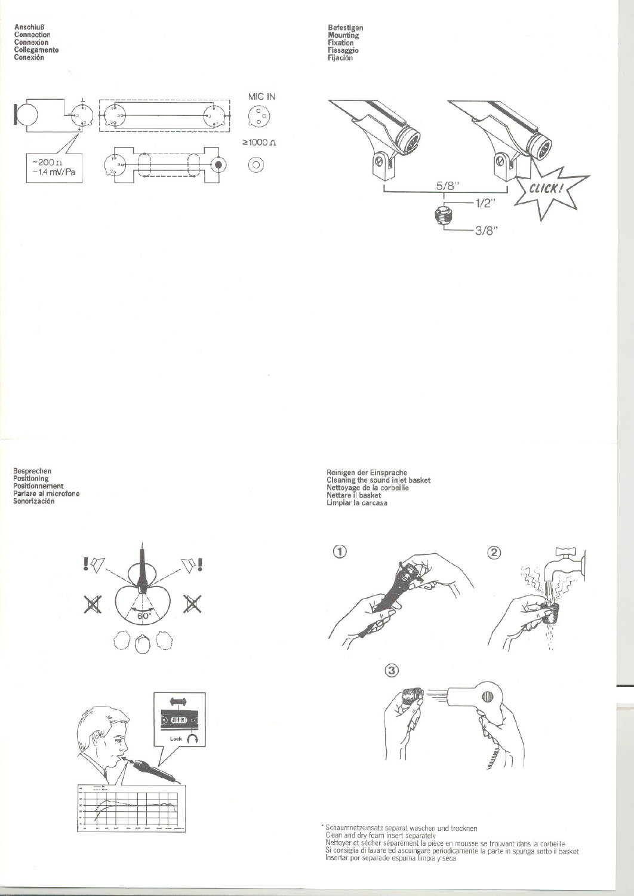**Anschluß**
**Connection**
**Connexion**
**Collegamento**
**Conexión**

MIC IN

≥1000 Ω

~200 Ω
~1.4 mV/Pa

**Befestigen**
**Mounting**
**Fixation**
**Fissaggio**
**Fijación**

5/8"

1/2"

3/8"

CLICK!

**Besprechen**
**Positioning**
**Positionnement**
**Parlare al microfono**
**Sonorización**

60°

Lock

**Reinigen der Einsprache**
**Cleaning the sound inlet basket**
**Nettoyage de la corbeille**
**Nettare il basket**
**Limpiar la carcasa**

①

②

③

* Schaumnetzeinsatz separat waschen und trocknen
Clean and dry foam insert separately
Nettoyer et sécher séparément la pièce en mousse se trouvant dans la corbeille
Si consiglia di lavare ed asciugare periodicamente la parte in spugna sotto il basket
Insertar por separado espuma limpia y seca